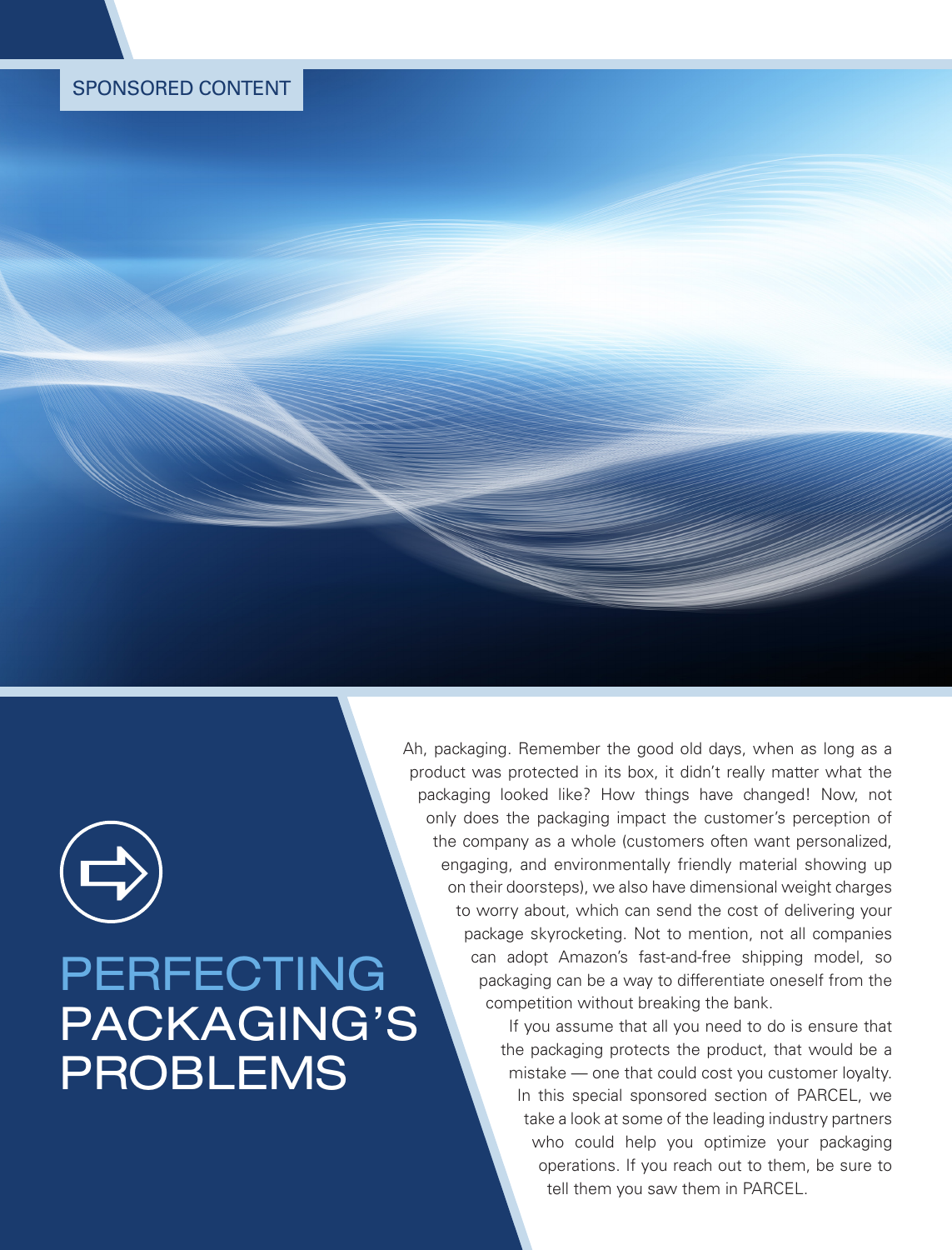SPONSORED CONTENT

# PERFECTING PACKAGING'S PROBLEMS

Ah, packaging. Remember the good old days, when as long as a product was protected in its box, it didn't really matter what the packaging looked like? How things have changed! Now, not only does the packaging impact the customer's perception of the company as a whole (customers often want personalized, engaging, and environmentally friendly material showing up on their doorsteps), we also have dimensional weight charges to worry about, which can send the cost of delivering your package skyrocketing. Not to mention, not all companies can adopt Amazon's fast-and-free shipping model, so packaging can be a way to differentiate oneself from the competition without breaking the bank.

If you assume that all you need to do is ensure that the packaging protects the product, that would be a mistake — one that could cost you customer loyalty. In this special sponsored section of PARCEL, we take a look at some of the leading industry partners who could help you optimize your packaging operations. If you reach out to them, be sure to tell them you saw them in PARCEL.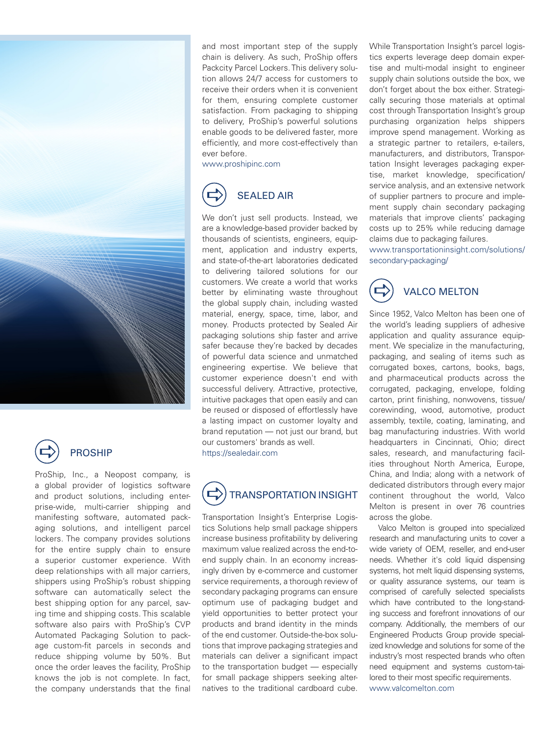## PROSHIP

ProShip, Inc., a Neopost company, is a global provider of logistics software and product solutions, including enterprise-wide, multi-carrier shipping and manifesting software, automated packaging solutions, and intelligent parcel lockers. The company provides solutions for the entire supply chain to ensure a superior customer experience. With deep relationships with all major carriers, shippers using ProShip's robust shipping software can automatically select the best shipping option for any parcel, saving time and shipping costs. This scalable software also pairs with ProShip's CVP Automated Packaging Solution to package custom-fit parcels in seconds and reduce shipping volume by 50%. But once the order leaves the facility, ProShip knows the job is not complete. In fact, the company understands that the final and most important step of the supply chain is delivery. As such, ProShip offers Packcity Parcel Lockers. This delivery solution allows 24/7 access for customers to receive their orders when it is convenient for them, ensuring complete customer satisfaction. From packaging to shipping to delivery, ProShip's powerful solutions enable goods to be delivered faster, more efficiently, and more cost-effectively than ever before.

www.proshipinc.com

## SEALED AIR

We don't just sell products. Instead, we are a knowledge-based provider backed by thousands of scientists, engineers, equipment, application and industry experts, and state-of-the-art laboratories dedicated to delivering tailored solutions for our customers. We create a world that works better by eliminating waste throughout the global supply chain, including wasted material, energy, space, time, labor, and money. Products protected by Sealed Air packaging solutions ship faster and arrive safer because they're backed by decades of powerful data science and unmatched engineering expertise. We believe that customer experience doesn't end with successful delivery. Attractive, protective, intuitive packages that open easily and can be reused or disposed of effortlessly have a lasting impact on customer loyalty and brand reputation — not just our brand, but our customers' brands as well.

https://sealedair.com

## TRANSPORTATION INSIGHT

Transportation Insight's Enterprise Logistics Solutions help small package shippers increase business profitability by delivering maximum value realized across the end-to-end supply chain. In an economy increasingly driven by e-commerce and customer service requirements, a thorough review of secondary packaging programs can ensure optimum use of packaging budget and yield opportunities to better protect your products and brand identity in the minds of the end customer. Outside-the-box solutions that improve packaging strategies and materials can deliver a significant impact to the transportation budget — especially for small package shippers seeking alternatives to the traditional cardboard cube. While Transportation Insight's parcel logistics experts leverage deep domain expertise and multi-modal insight to engineer supply chain solutions outside the box, we don't forget about the box either. Strategically securing those materials at optimal cost through Transportation Insight's group purchasing organization helps shippers improve spend management. Working as a strategic partner to retailers, e-tailers, manufacturers, and distributors, Transportation Insight leverages packaging expertise, market knowledge, specification/service analysis, and an extensive network of supplier partners to procure and implement supply chain secondary packaging materials that improve clients' packaging costs up to 25% while reducing damage claims due to packaging failures.

www.transportationinsight.com/solutions/secondary-packaging/

## VALCO MELTON

Since 1952, Valco Melton has been one of the world's leading suppliers of adhesive application and quality assurance equipment. We specialize in the manufacturing, packaging, and sealing of items such as corrugated boxes, cartons, books, bags, and pharmaceutical products across the corrugated, packaging, envelope, folding carton, print finishing, nonwovens, tissue/corewinding, wood, automotive, product assembly, textile, coating, laminating, and bag manufacturing industries. With world headquarters in Cincinnati, Ohio; direct sales, research, and manufacturing facilities throughout North America, Europe, China, and India; along with a network of dedicated distributors through every major continent throughout the world, Valco Melton is present in over 76 countries across the globe.

Valco Melton is grouped into specialized research and manufacturing units to cover a wide variety of OEM, reseller, and end-user needs. Whether it's cold liquid dispensing systems, hot melt liquid dispensing systems, or quality assurance systems, our team is comprised of carefully selected specialists which have contributed to the long-standing success and forefront innovations of our company. Additionally, the members of our Engineered Products Group provide specialized knowledge and solutions for some of the industry's most respected brands who often need equipment and systems custom-tailored to their most specific requirements.

www.valcomelton.com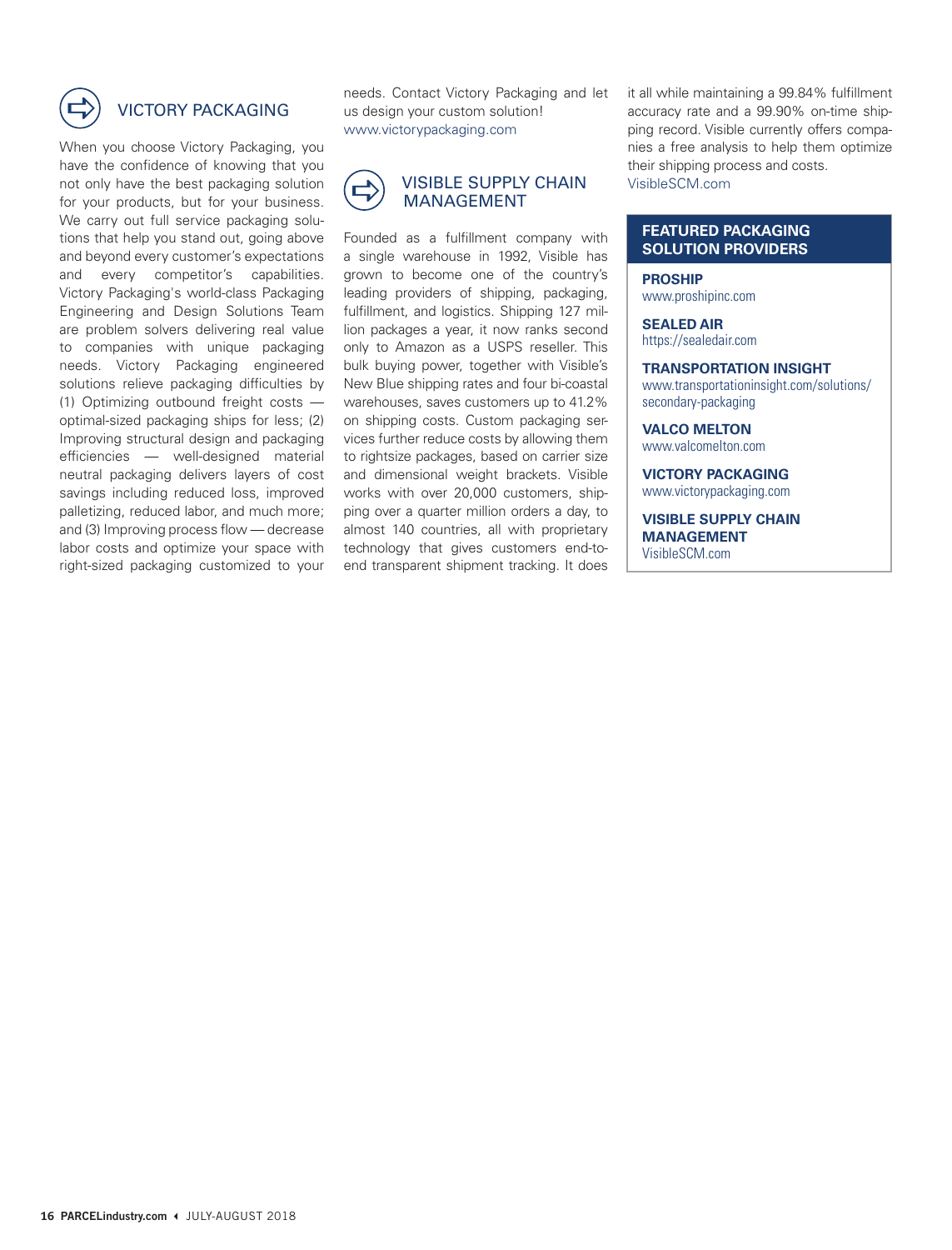## VICTORY PACKAGING

When you choose Victory Packaging, you have the confidence of knowing that you not only have the best packaging solution for your products, but for your business. We carry out full service packaging solutions that help you stand out, going above and beyond every customer's expectations and every competitor's capabilities. Victory Packaging's world-class Packaging Engineering and Design Solutions Team are problem solvers delivering real value to companies with unique packaging needs. Victory Packaging engineered solutions relieve packaging difficulties by (1) Optimizing outbound freight costs — optimal-sized packaging ships for less; (2) Improving structural design and packaging efficiencies — well-designed material neutral packaging delivers layers of cost savings including reduced loss, improved palletizing, reduced labor, and much more; and (3) Improving process flow — decrease labor costs and optimize your space with right-sized packaging customized to your needs. Contact Victory Packaging and let us design your custom solution!
www.victorypackaging.com

## VISIBLE SUPPLY CHAIN MANAGEMENT

Founded as a fulfillment company with a single warehouse in 1992, Visible has grown to become one of the country's leading providers of shipping, packaging, fulfillment, and logistics. Shipping 127 million packages a year, it now ranks second only to Amazon as a USPS reseller. This bulk buying power, together with Visible's New Blue shipping rates and four bi-coastal warehouses, saves customers up to 41.2% on shipping costs. Custom packaging services further reduce costs by allowing them to rightsize packages, based on carrier size and dimensional weight brackets. Visible works with over 20,000 customers, shipping over a quarter million orders a day, to almost 140 countries, all with proprietary technology that gives customers end-to-end transparent shipment tracking. It does it all while maintaining a 99.84% fulfillment accuracy rate and a 99.90% on-time shipping record. Visible currently offers companies a free analysis to help them optimize their shipping process and costs.
VisibleSCM.com

### FEATURED PACKAGING SOLUTION PROVIDERS

**PROSHIP**
www.proshipinc.com

**SEALED AIR**
https://sealedair.com

**TRANSPORTATION INSIGHT**
www.transportationinsight.com/solutions/secondary-packaging

**VALCO MELTON**
www.valcomelton.com

**VICTORY PACKAGING**
www.victorypackaging.com

**VISIBLE SUPPLY CHAIN MANAGEMENT**
VisibleSCM.com